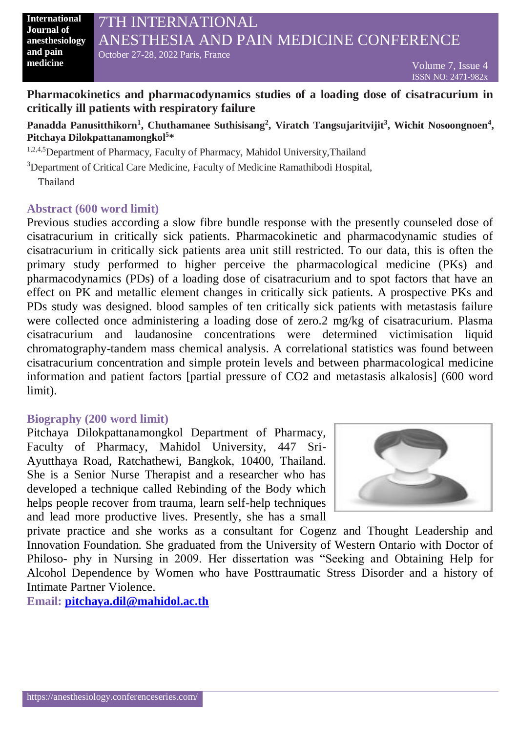# Pharmacokinetics and pharmacodynamics studies of a loading dose of cisatracurium in critically ill patients with respiratory failure

**Panadda Panusitthikorn[1], Chuthamanee Suthisisang[2], Viratch Tangsujaritvijit[3], Wichit Nosoongnoen[4], Pitchaya Dilokpattanamongkol[5]***

[1,2,4,5]Department of Pharmacy, Faculty of Pharmacy, Mahidol University,Thailand

[3]Department of Critical Care Medicine, Faculty of Medicine Ramathibodi Hospital, Thailand

## Abstract (600 word limit)

Previous studies according a slow fibre bundle response with the presently counseled dose of cisatracurium in critically sick patients. Pharmacokinetic and pharmacodynamic studies of cisatracurium in critically sick patients area unit still restricted. To our data, this is often the primary study performed to higher perceive the pharmacological medicine (PKs) and pharmacodynamics (PDs) of a loading dose of cisatracurium and to spot factors that have an effect on PK and metallic element changes in critically sick patients. A prospective PKs and PDs study was designed. blood samples of ten critically sick patients with metastasis failure were collected once administering a loading dose of zero.2 mg/kg of cisatracurium. Plasma cisatracurium and laudanosine concentrations were determined victimisation liquid chromatography-tandem mass chemical analysis. A correlational statistics was found between cisatracurium concentration and simple protein levels and between pharmacological medicine information and patient factors [partial pressure of CO2 and metastasis alkalosis] (600 word limit).

## Biography (200 word limit)

Pitchaya Dilokpattanamongkol Department of Pharmacy, Faculty of Pharmacy, Mahidol University, 447 Sri-Ayutthaya Road, Ratchathewi, Bangkok, 10400, Thailand. She is a Senior Nurse Therapist and a researcher who has developed a technique called Rebinding of the Body which helps people recover from trauma, learn self-help techniques and lead more productive lives. Presently, she has a small private practice and she works as a consultant for Cogenz and Thought Leadership and Innovation Foundation. She graduated from the University of Western Ontario with Doctor of Philoso- phy in Nursing in 2009. Her dissertation was "Seeking and Obtaining Help for Alcohol Dependence by Women who have Posttraumatic Stress Disorder and a history of Intimate Partner Violence.

**Email:** **pitchaya.dil@mahidol.ac.th**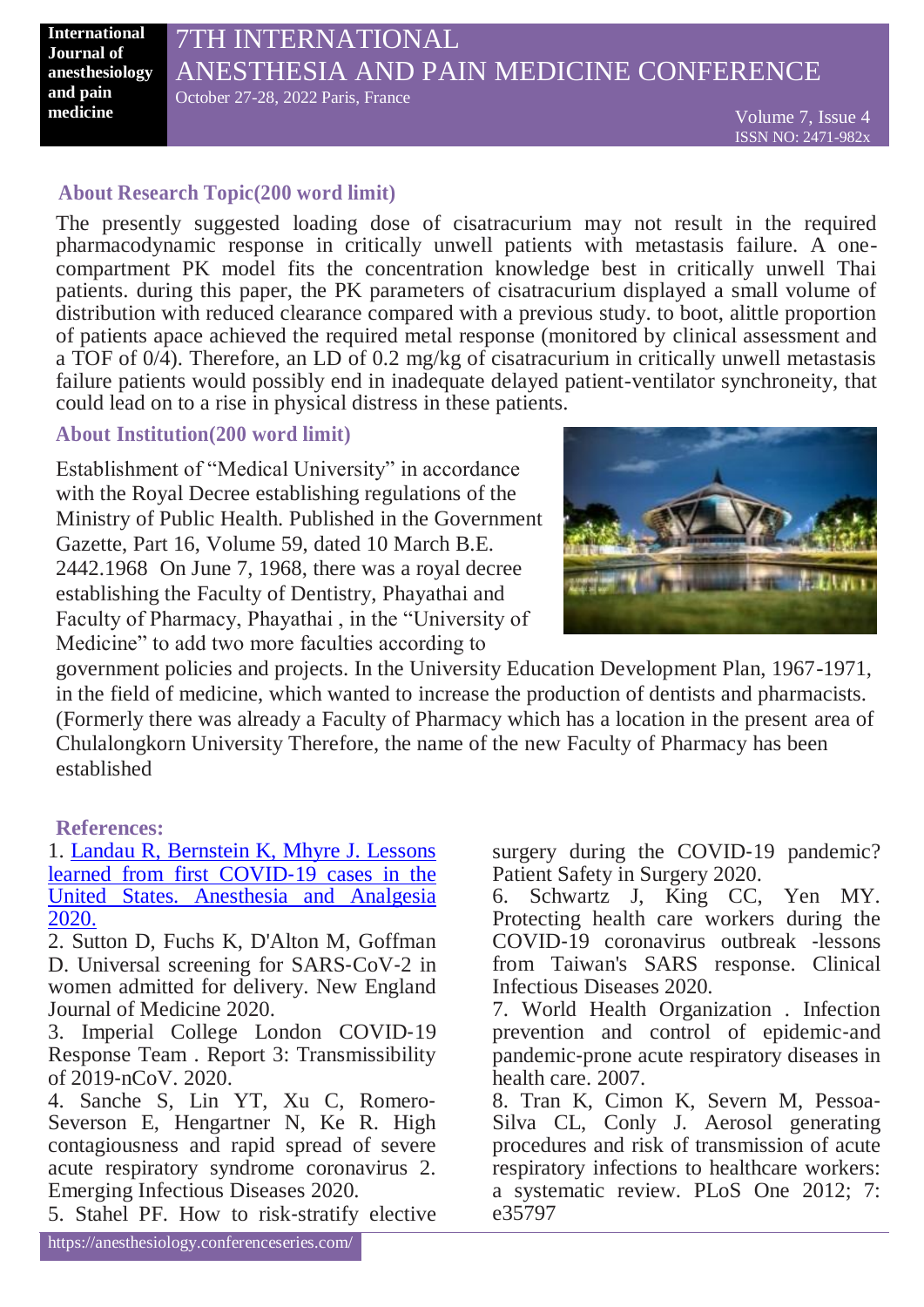## About Research Topic(200 word limit)

The presently suggested loading dose of cisatracurium may not result in the required pharmacodynamic response in critically unwell patients with metastasis failure. A one-compartment PK model fits the concentration knowledge best in critically unwell Thai patients. during this paper, the PK parameters of cisatracurium displayed a small volume of distribution with reduced clearance compared with a previous study. to boot, alittle proportion of patients apace achieved the required metal response (monitored by clinical assessment and a TOF of 0/4). Therefore, an LD of 0.2 mg/kg of cisatracurium in critically unwell metastasis failure patients would possibly end in inadequate delayed patient-ventilator synchroneity, that could lead on to a rise in physical distress in these patients.

## About Institution(200 word limit)

Establishment of "Medical University" in accordance with the Royal Decree establishing regulations of the Ministry of Public Health. Published in the Government Gazette, Part 16, Volume 59, dated 10 March B.E. 2442.1968 On June 7, 1968, there was a royal decree establishing the Faculty of Dentistry, Phayathai and Faculty of Pharmacy, Phayathai , in the "University of Medicine" to add two more faculties according to government policies and projects. In the University Education Development Plan, 1967-1971, in the field of medicine, which wanted to increase the production of dentists and pharmacists. (Formerly there was already a Faculty of Pharmacy which has a location in the present area of Chulalongkorn University Therefore, the name of the new Faculty of Pharmacy has been established

## References:

1. Landau R, Bernstein K, Mhyre J. Lessons learned from first COVID-19 cases in the United States. Anesthesia and Analgesia 2020.
2. Sutton D, Fuchs K, D'Alton M, Goffman D. Universal screening for SARS-CoV-2 in women admitted for delivery. New England Journal of Medicine 2020.
3. Imperial College London COVID-19 Response Team . Report 3: Transmissibility of 2019-nCoV. 2020.
4. Sanche S, Lin YT, Xu C, Romero-Severson E, Hengartner N, Ke R. High contagiousness and rapid spread of severe acute respiratory syndrome coronavirus 2. Emerging Infectious Diseases 2020.
5. Stahel PF. How to risk-stratify elective surgery during the COVID-19 pandemic? Patient Safety in Surgery 2020.
6. Schwartz J, King CC, Yen MY. Protecting health care workers during the COVID-19 coronavirus outbreak -lessons from Taiwan's SARS response. Clinical Infectious Diseases 2020.
7. World Health Organization . Infection prevention and control of epidemic-and pandemic-prone acute respiratory diseases in health care. 2007.
8. Tran K, Cimon K, Severn M, Pessoa-Silva CL, Conly J. Aerosol generating procedures and risk of transmission of acute respiratory infections to healthcare workers: a systematic review. PLoS One 2012; 7: e35797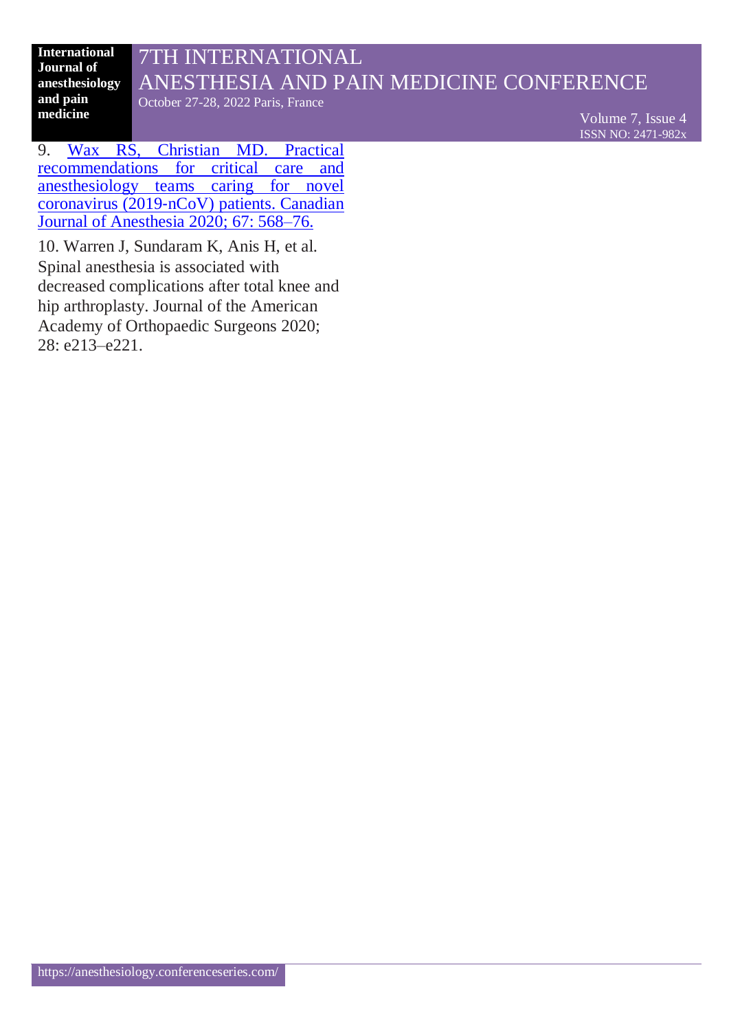9. Wax RS, Christian MD. Practical recommendations for critical care and anesthesiology teams caring for novel coronavirus (2019-nCoV) patients. Canadian Journal of Anesthesia 2020; 67: 568–76.

10. Warren J, Sundaram K, Anis H, et al. Spinal anesthesia is associated with decreased complications after total knee and hip arthroplasty. Journal of the American Academy of Orthopaedic Surgeons 2020; 28: e213–e221.